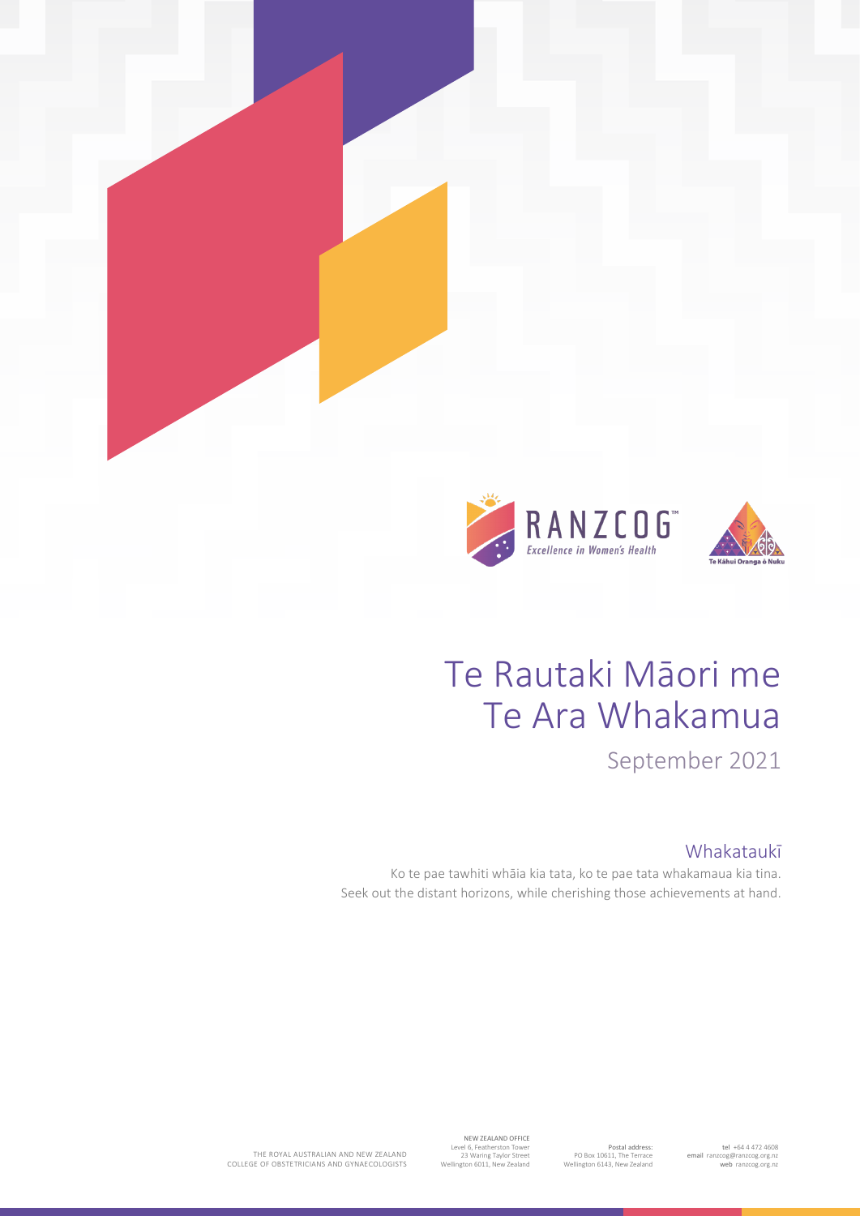# Te Rautaki Māori me Te Ara Whakamua

September 2021

## Whakataukī

Ko te pae tawhiti whāia kia tata, ko te pae tata whakamaua kia tina.
Seek out the distant horizons, while cherishing those achievements at hand.

THE ROYAL AUSTRALIAN AND NEW ZEALAND COLLEGE OF OBSTETRICIANS AND GYNAECOLOGISTS

NEW ZEALAND OFFICE
Level 6, Featherston Tower
23 Waring Taylor Street
Wellington 6011, New Zealand

Postal address:
PO Box 10611, The Terrace
Wellington 6143, New Zealand

tel +64 4 472 4608
email ranzcog@ranzcog.org.nz
web ranzcog.org.nz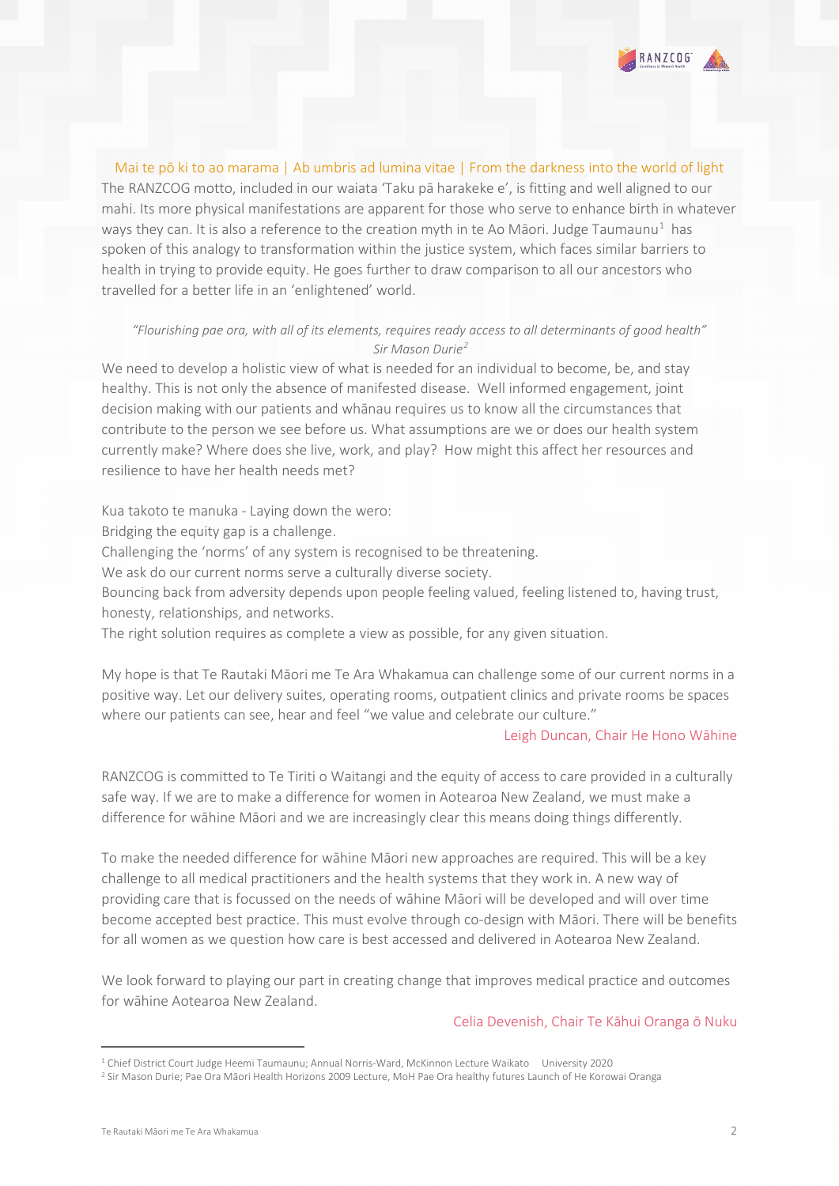Mai te pō ki to ao marama | Ab umbris ad lumina vitae | From the darkness into the world of light

The RANZCOG motto, included in our waiata 'Taku pā harakeke e', is fitting and well aligned to our mahi. Its more physical manifestations are apparent for those who serve to enhance birth in whatever ways they can. It is also a reference to the creation myth in te Ao Māori. Judge Taumaunu[1] has spoken of this analogy to transformation within the justice system, which faces similar barriers to health in trying to provide equity. He goes further to draw comparison to all our ancestors who travelled for a better life in an 'enlightened' world.

*"Flourishing pae ora, with all of its elements, requires ready access to all determinants of good health"*
*Sir Mason Durie[2]*

We need to develop a holistic view of what is needed for an individual to become, be, and stay healthy. This is not only the absence of manifested disease. Well informed engagement, joint decision making with our patients and whānau requires us to know all the circumstances that contribute to the person we see before us. What assumptions are we or does our health system currently make? Where does she live, work, and play? How might this affect her resources and resilience to have her health needs met?

Kua takoto te manuka - Laying down the wero:
Bridging the equity gap is a challenge.
Challenging the 'norms' of any system is recognised to be threatening.
We ask do our current norms serve a culturally diverse society.
Bouncing back from adversity depends upon people feeling valued, feeling listened to, having trust, honesty, relationships, and networks.
The right solution requires as complete a view as possible, for any given situation.

My hope is that Te Rautaki Māori me Te Ara Whakamua can challenge some of our current norms in a positive way. Let our delivery suites, operating rooms, outpatient clinics and private rooms be spaces where our patients can see, hear and feel "we value and celebrate our culture."

Leigh Duncan, Chair He Hono Wāhine

RANZCOG is committed to Te Tiriti o Waitangi and the equity of access to care provided in a culturally safe way. If we are to make a difference for women in Aotearoa New Zealand, we must make a difference for wāhine Māori and we are increasingly clear this means doing things differently.

To make the needed difference for wāhine Māori new approaches are required. This will be a key challenge to all medical practitioners and the health systems that they work in. A new way of providing care that is focussed on the needs of wāhine Māori will be developed and will over time become accepted best practice. This must evolve through co-design with Māori. There will be benefits for all women as we question how care is best accessed and delivered in Aotearoa New Zealand.

We look forward to playing our part in creating change that improves medical practice and outcomes for wāhine Aotearoa New Zealand.

Celia Devenish, Chair Te Kāhui Oranga ō Nuku

---

[1] Chief District Court Judge Heemi Taumaunu; Annual Norris-Ward, McKinnon Lecture Waikato University 2020

[2] Sir Mason Durie; Pae Ora Māori Health Horizons 2009 Lecture, MoH Pae Ora healthy futures Launch of He Korowai Oranga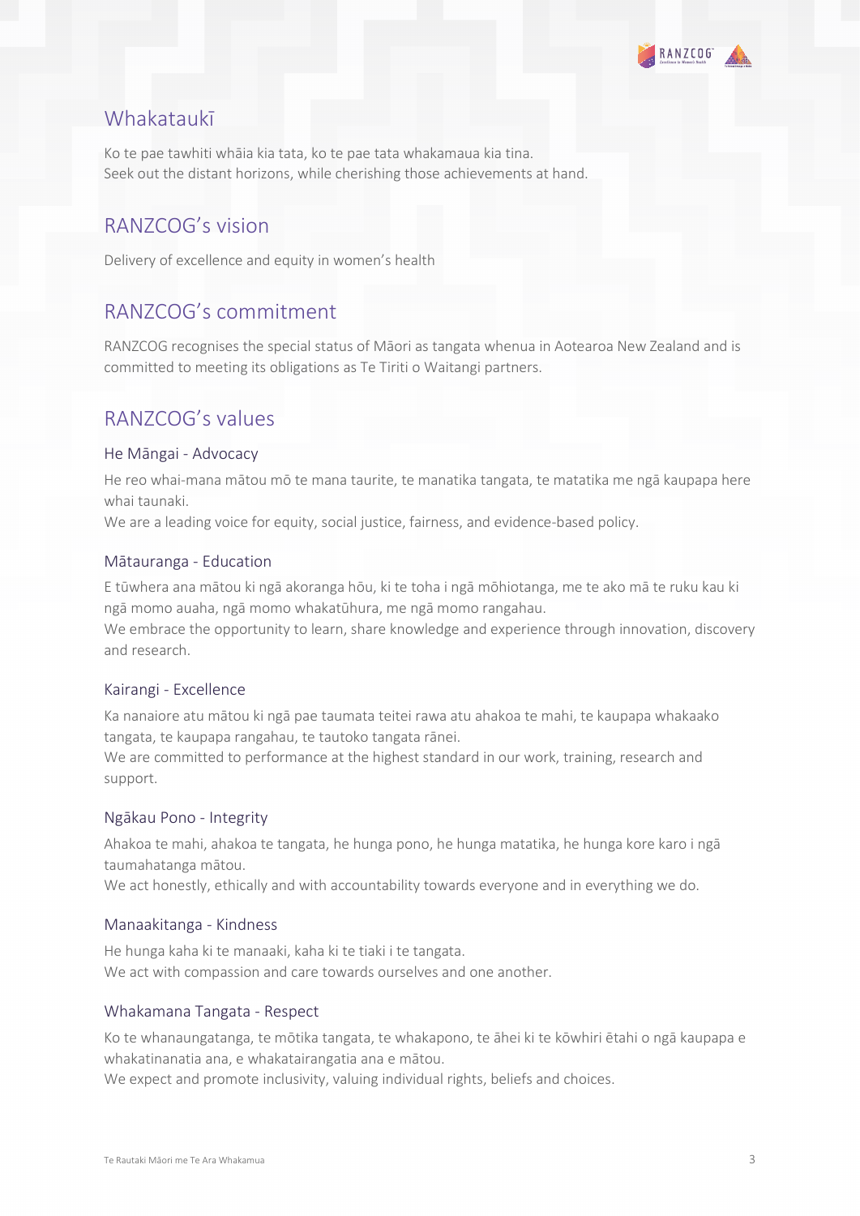## Whakataukī

Ko te pae tawhiti whāia kia tata, ko te pae tata whakamaua kia tina.
Seek out the distant horizons, while cherishing those achievements at hand.

## RANZCOG's vision

Delivery of excellence and equity in women's health

## RANZCOG's commitment

RANZCOG recognises the special status of Māori as tangata whenua in Aotearoa New Zealand and is committed to meeting its obligations as Te Tiriti o Waitangi partners.

## RANZCOG's values

### He Māngai - Advocacy

He reo whai-mana mātou mō te mana taurite, te manatika tangata, te matatika me ngā kaupapa here whai taunaki.
We are a leading voice for equity, social justice, fairness, and evidence-based policy.

### Mātauranga - Education

E tūwhera ana mātou ki ngā akoranga hōu, ki te toha i ngā mōhiotanga, me te ako mā te ruku kau ki ngā momo auaha, ngā momo whakatūhura, me ngā momo rangahau.
We embrace the opportunity to learn, share knowledge and experience through innovation, discovery and research.

### Kairangi - Excellence

Ka nanaiore atu mātou ki ngā pae taumata teitei rawa atu ahakoa te mahi, te kaupapa whakaako tangata, te kaupapa rangahau, te tautoko tangata rānei.
We are committed to performance at the highest standard in our work, training, research and support.

### Ngākau Pono - Integrity

Ahakoa te mahi, ahakoa te tangata, he hunga pono, he hunga matatika, he hunga kore karo i ngā taumahatanga mātou.
We act honestly, ethically and with accountability towards everyone and in everything we do.

### Manaakitanga - Kindness

He hunga kaha ki te manaaki, kaha ki te tiaki i te tangata.
We act with compassion and care towards ourselves and one another.

### Whakamana Tangata - Respect

Ko te whanaungatanga, te mōtika tangata, te whakapono, te āhei ki te kōwhiri ētahi o ngā kaupapa e whakatinanatia ana, e whakatairangatia ana e mātou.
We expect and promote inclusivity, valuing individual rights, beliefs and choices.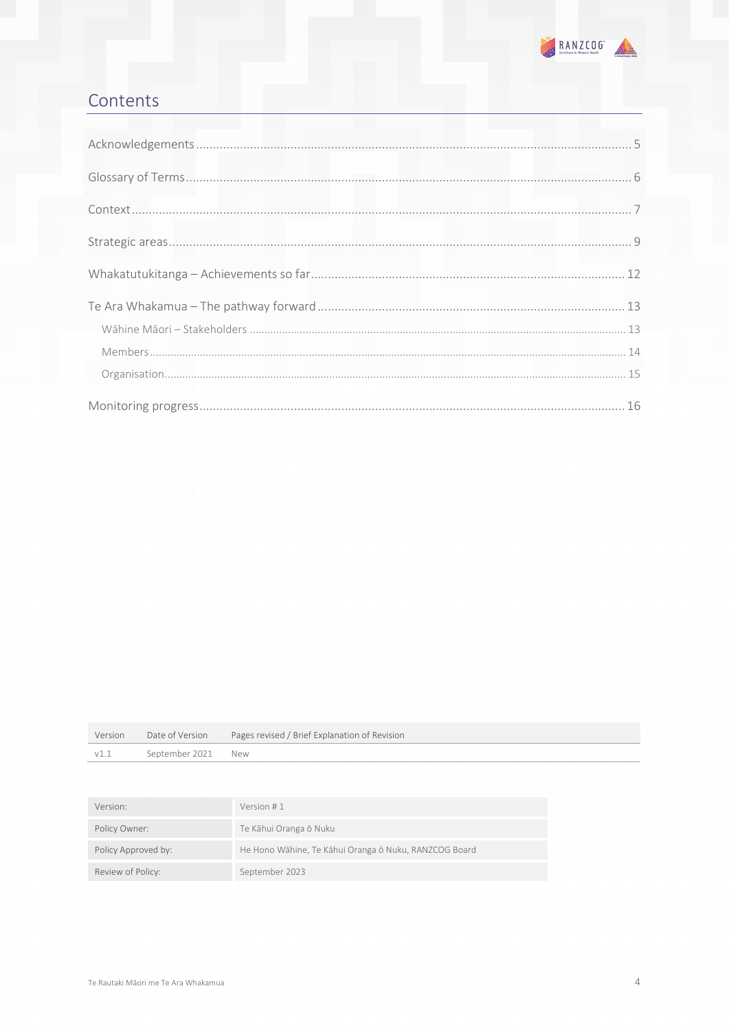## Contents

| | |
|---|---|
| Acknowledgements | 5 |
| Glossary of Terms | 6 |
| Context | 7 |
| Strategic areas | 9 |
| Whakatutukitanga – Achievements so far | 12 |
| Te Ara Whakamua – The pathway forward | 13 |
| Wāhine Māori – Stakeholders | 13 |
| Members | 14 |
| Organisation | 15 |
| Monitoring progress | 16 |

| Version | Date of Version | Pages revised / Brief Explanation of Revision |
|---|---|---|
| v1.1 | September 2021 | New |

| | |
|---|---|
| Version: | Version # 1 |
| Policy Owner: | Te Kāhui Oranga ō Nuku |
| Policy Approved by: | He Hono Wāhine, Te Kāhui Oranga ō Nuku, RANZCOG Board |
| Review of Policy: | September 2023 |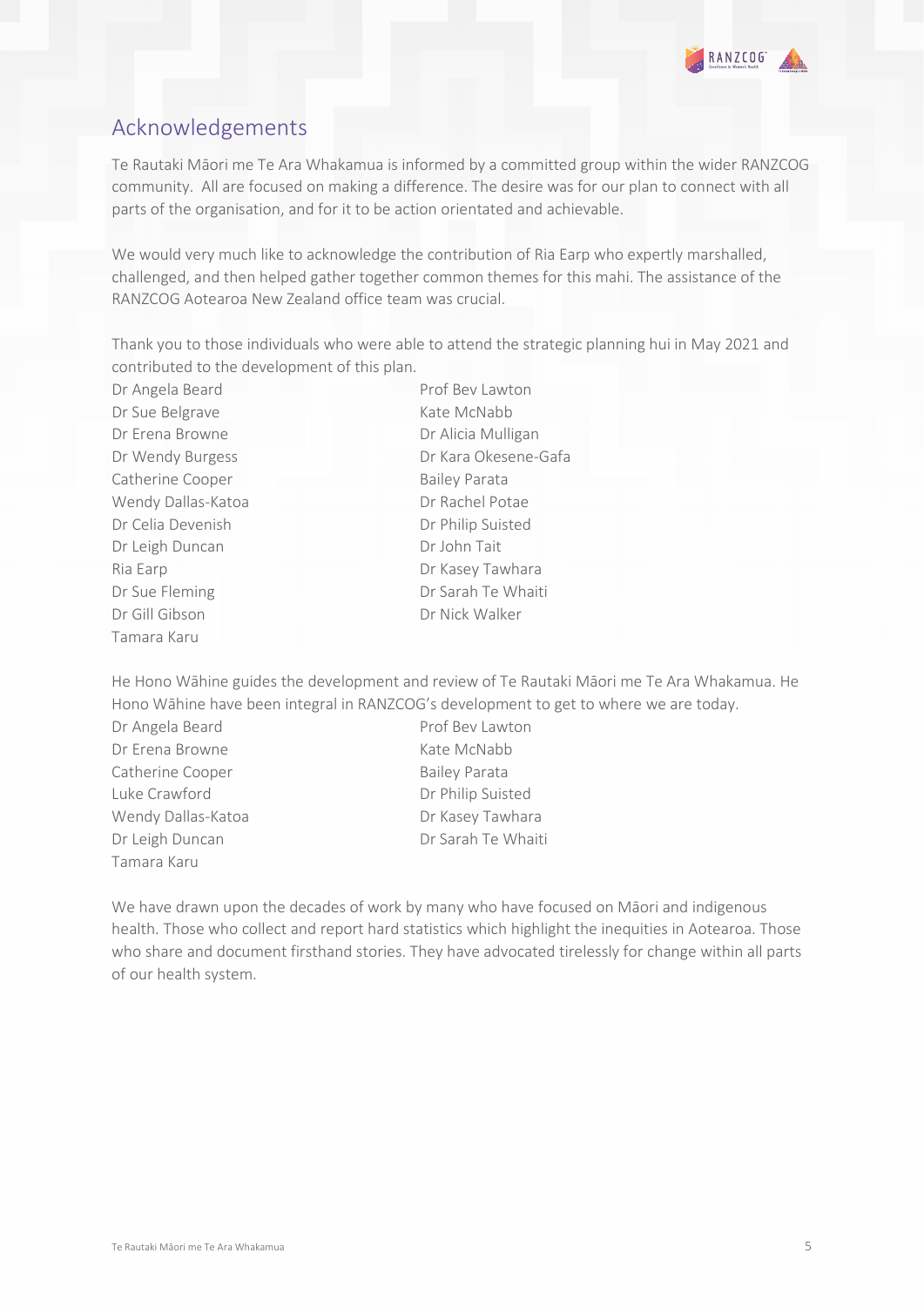## Acknowledgements

Te Rautaki Māori me Te Ara Whakamua is informed by a committed group within the wider RANZCOG community. All are focused on making a difference. The desire was for our plan to connect with all parts of the organisation, and for it to be action orientated and achievable.

We would very much like to acknowledge the contribution of Ria Earp who expertly marshalled, challenged, and then helped gather together common themes for this mahi. The assistance of the RANZCOG Aotearoa New Zealand office team was crucial.

Thank you to those individuals who were able to attend the strategic planning hui in May 2021 and contributed to the development of this plan.

Dr Angela Beard
Dr Sue Belgrave
Dr Erena Browne
Dr Wendy Burgess
Catherine Cooper
Wendy Dallas-Katoa
Dr Celia Devenish
Dr Leigh Duncan
Ria Earp
Dr Sue Fleming
Dr Gill Gibson
Tamara Karu
Prof Bev Lawton
Kate McNabb
Dr Alicia Mulligan
Dr Kara Okesene-Gafa
Bailey Parata
Dr Rachel Potae
Dr Philip Suisted
Dr John Tait
Dr Kasey Tawhara
Dr Sarah Te Whaiti
Dr Nick Walker

He Hono Wāhine guides the development and review of Te Rautaki Māori me Te Ara Whakamua. He Hono Wāhine have been integral in RANZCOG's development to get to where we are today.

Dr Angela Beard
Dr Erena Browne
Catherine Cooper
Luke Crawford
Wendy Dallas-Katoa
Dr Leigh Duncan
Tamara Karu
Prof Bev Lawton
Kate McNabb
Bailey Parata
Dr Philip Suisted
Dr Kasey Tawhara
Dr Sarah Te Whaiti

We have drawn upon the decades of work by many who have focused on Māori and indigenous health. Those who collect and report hard statistics which highlight the inequities in Aotearoa. Those who share and document firsthand stories. They have advocated tirelessly for change within all parts of our health system.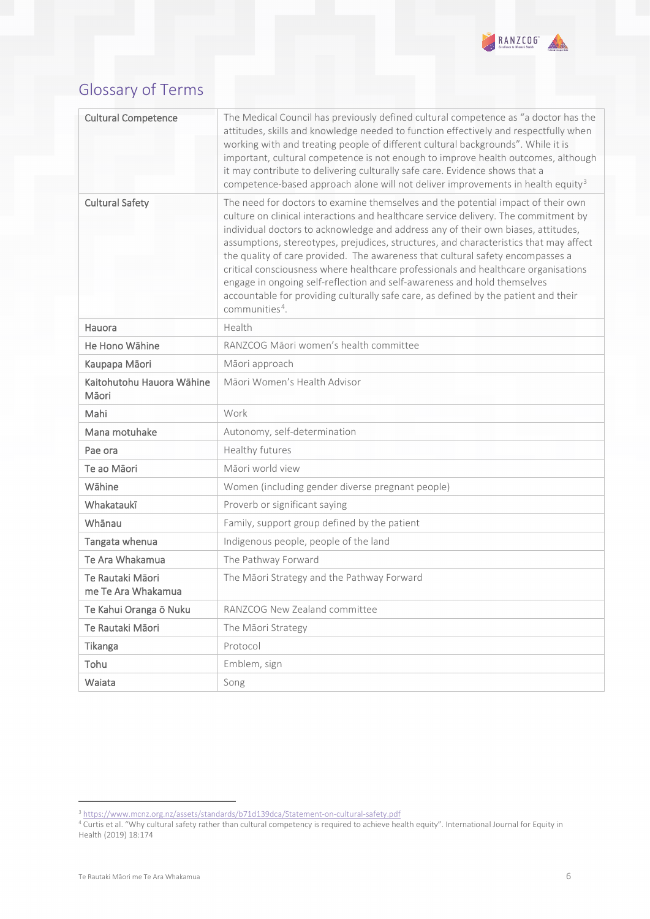## Glossary of Terms

| Term | Definition |
|---|---|
| Cultural Competence | The Medical Council has previously defined cultural competence as "a doctor has the attitudes, skills and knowledge needed to function effectively and respectfully when working with and treating people of different cultural backgrounds". While it is important, cultural competence is not enough to improve health outcomes, although it may contribute to delivering culturally safe care. Evidence shows that a competence-based approach alone will not deliver improvements in health equity[3] |
| Cultural Safety | The need for doctors to examine themselves and the potential impact of their own culture on clinical interactions and healthcare service delivery. The commitment by individual doctors to acknowledge and address any of their own biases, attitudes, assumptions, stereotypes, prejudices, structures, and characteristics that may affect the quality of care provided. The awareness that cultural safety encompasses a critical consciousness where healthcare professionals and healthcare organisations engage in ongoing self-reflection and self-awareness and hold themselves accountable for providing culturally safe care, as defined by the patient and their communities[4]. |
| Hauora | Health |
| He Hono Wāhine | RANZCOG Māori women's health committee |
| Kaupapa Māori | Māori approach |
| Kaitohutohu Hauora Wāhine Māori | Māori Women's Health Advisor |
| Mahi | Work |
| Mana motuhake | Autonomy, self-determination |
| Pae ora | Healthy futures |
| Te ao Māori | Māori world view |
| Wāhine | Women (including gender diverse pregnant people) |
| Whakataukī | Proverb or significant saying |
| Whānau | Family, support group defined by the patient |
| Tangata whenua | Indigenous people, people of the land |
| Te Ara Whakamua | The Pathway Forward |
| Te Rautaki Māori me Te Ara Whakamua | The Māori Strategy and the Pathway Forward |
| Te Kahui Oranga ō Nuku | RANZCOG New Zealand committee |
| Te Rautaki Māori | The Māori Strategy |
| Tikanga | Protocol |
| Tohu | Emblem, sign |
| Waiata | Song |

[3] https://www.mcnz.org.nz/assets/standards/b71d139dca/Statement-on-cultural-safety.pdf

[4] Curtis et al. "Why cultural safety rather than cultural competency is required to achieve health equity". International Journal for Equity in Health (2019) 18:174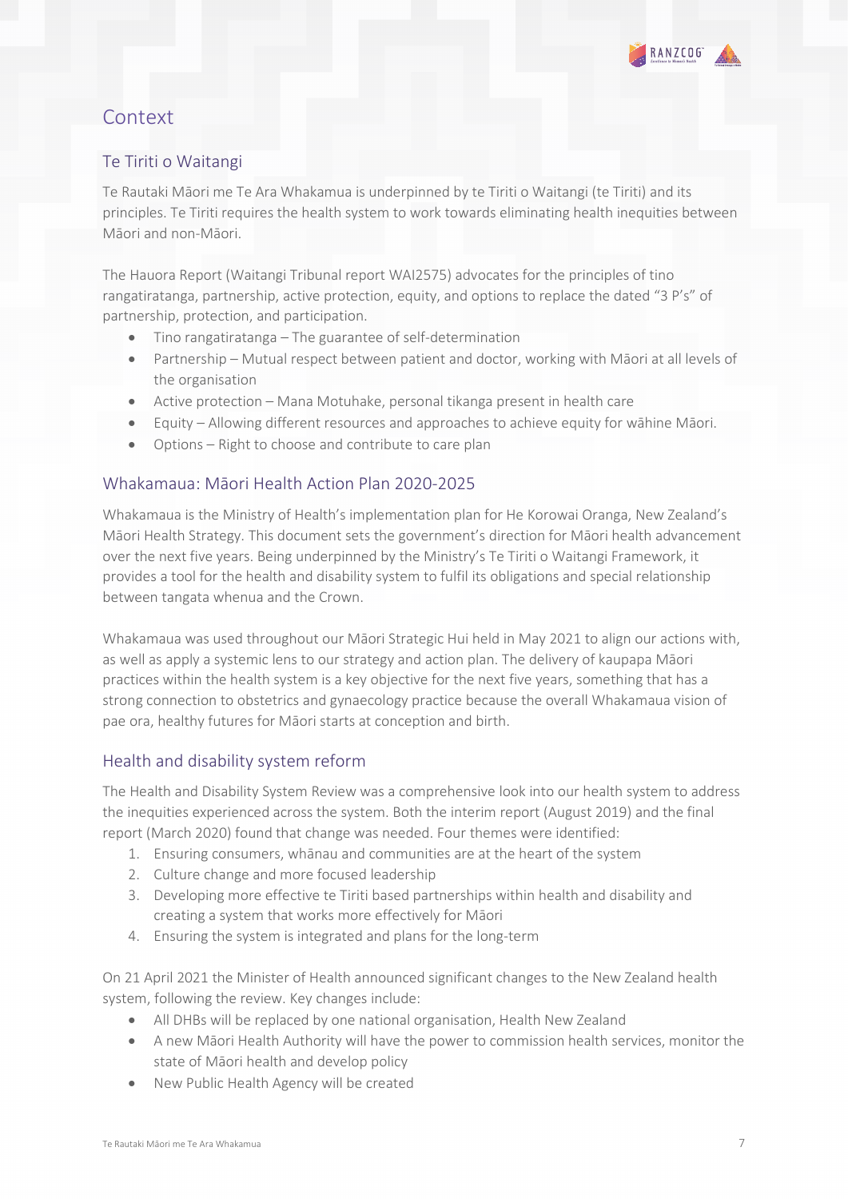# Context

## Te Tiriti o Waitangi

Te Rautaki Māori me Te Ara Whakamua is underpinned by te Tiriti o Waitangi (te Tiriti) and its principles. Te Tiriti requires the health system to work towards eliminating health inequities between Māori and non-Māori.

The Hauora Report (Waitangi Tribunal report WAI2575) advocates for the principles of tino rangatiratanga, partnership, active protection, equity, and options to replace the dated "3 P's" of partnership, protection, and participation.

- Tino rangatiratanga – The guarantee of self-determination
- Partnership – Mutual respect between patient and doctor, working with Māori at all levels of the organisation
- Active protection – Mana Motuhake, personal tikanga present in health care
- Equity – Allowing different resources and approaches to achieve equity for wāhine Māori.
- Options – Right to choose and contribute to care plan

## Whakamaua: Māori Health Action Plan 2020-2025

Whakamaua is the Ministry of Health's implementation plan for He Korowai Oranga, New Zealand's Māori Health Strategy. This document sets the government's direction for Māori health advancement over the next five years. Being underpinned by the Ministry's Te Tiriti o Waitangi Framework, it provides a tool for the health and disability system to fulfil its obligations and special relationship between tangata whenua and the Crown.

Whakamaua was used throughout our Māori Strategic Hui held in May 2021 to align our actions with, as well as apply a systemic lens to our strategy and action plan. The delivery of kaupapa Māori practices within the health system is a key objective for the next five years, something that has a strong connection to obstetrics and gynaecology practice because the overall Whakamaua vision of pae ora, healthy futures for Māori starts at conception and birth.

## Health and disability system reform

The Health and Disability System Review was a comprehensive look into our health system to address the inequities experienced across the system. Both the interim report (August 2019) and the final report (March 2020) found that change was needed. Four themes were identified:

1. Ensuring consumers, whānau and communities are at the heart of the system
2. Culture change and more focused leadership
3. Developing more effective te Tiriti based partnerships within health and disability and creating a system that works more effectively for Māori
4. Ensuring the system is integrated and plans for the long-term

On 21 April 2021 the Minister of Health announced significant changes to the New Zealand health system, following the review. Key changes include:

- All DHBs will be replaced by one national organisation, Health New Zealand
- A new Māori Health Authority will have the power to commission health services, monitor the state of Māori health and develop policy
- New Public Health Agency will be created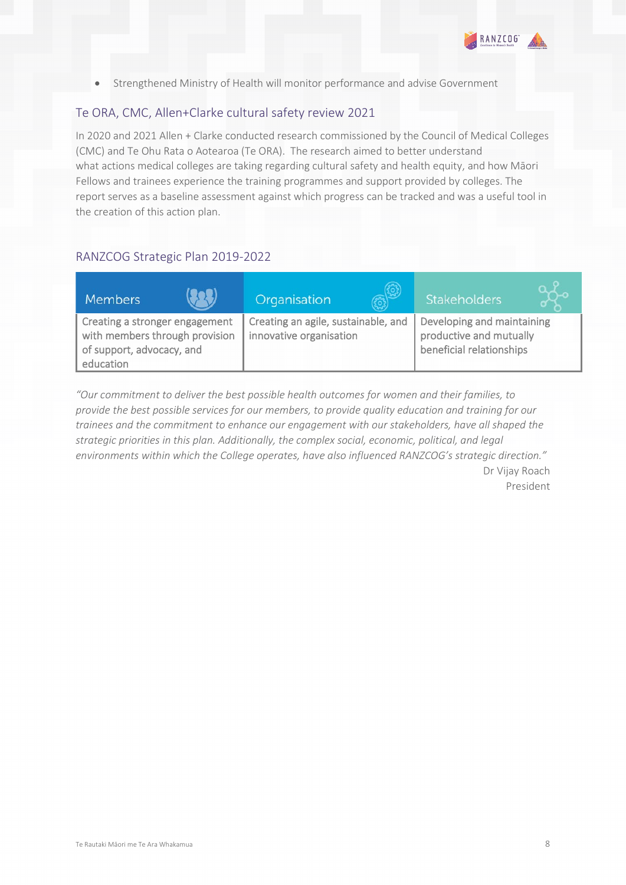- Strengthened Ministry of Health will monitor performance and advise Government

## Te ORA, CMC, Allen+Clarke cultural safety review 2021

In 2020 and 2021 Allen + Clarke conducted research commissioned by the Council of Medical Colleges (CMC) and Te Ohu Rata o Aotearoa (Te ORA). The research aimed to better understand what actions medical colleges are taking regarding cultural safety and health equity, and how Māori Fellows and trainees experience the training programmes and support provided by colleges. The report serves as a baseline assessment against which progress can be tracked and was a useful tool in the creation of this action plan.

## RANZCOG Strategic Plan 2019-2022

| Members | Organisation | Stakeholders |
| --- | --- | --- |
| Creating a stronger engagement with members through provision of support, advocacy, and education | Creating an agile, sustainable, and innovative organisation | Developing and maintaining productive and mutually beneficial relationships |

*"Our commitment to deliver the best possible health outcomes for women and their families, to provide the best possible services for our members, to provide quality education and training for our trainees and the commitment to enhance our engagement with our stakeholders, have all shaped the strategic priorities in this plan. Additionally, the complex social, economic, political, and legal environments within which the College operates, have also influenced RANZCOG's strategic direction."*

Dr Vijay Roach
President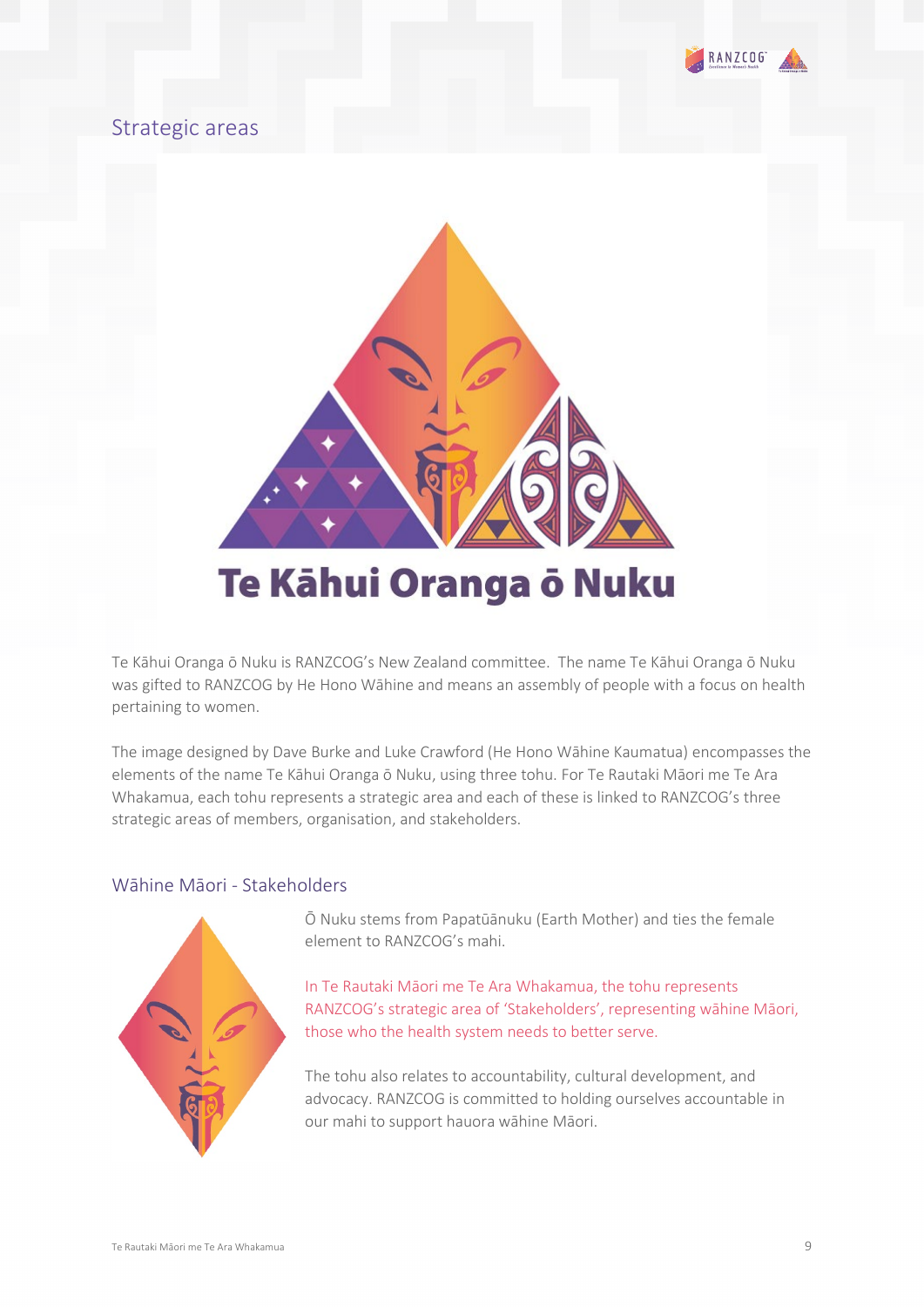## Strategic areas

Te Kāhui Oranga ō Nuku

Te Kāhui Oranga ō Nuku is RANZCOG's New Zealand committee. The name Te Kāhui Oranga ō Nuku was gifted to RANZCOG by He Hono Wāhine and means an assembly of people with a focus on health pertaining to women.

The image designed by Dave Burke and Luke Crawford (He Hono Wāhine Kaumatua) encompasses the elements of the name Te Kāhui Oranga ō Nuku, using three tohu. For Te Rautaki Māori me Te Ara Whakamua, each tohu represents a strategic area and each of these is linked to RANZCOG's three strategic areas of members, organisation, and stakeholders.

### Wāhine Māori - Stakeholders

Ō Nuku stems from Papatūānuku (Earth Mother) and ties the female element to RANZCOG's mahi.

In Te Rautaki Māori me Te Ara Whakamua, the tohu represents RANZCOG's strategic area of 'Stakeholders', representing wāhine Māori, those who the health system needs to better serve.

The tohu also relates to accountability, cultural development, and advocacy. RANZCOG is committed to holding ourselves accountable in our mahi to support hauora wāhine Māori.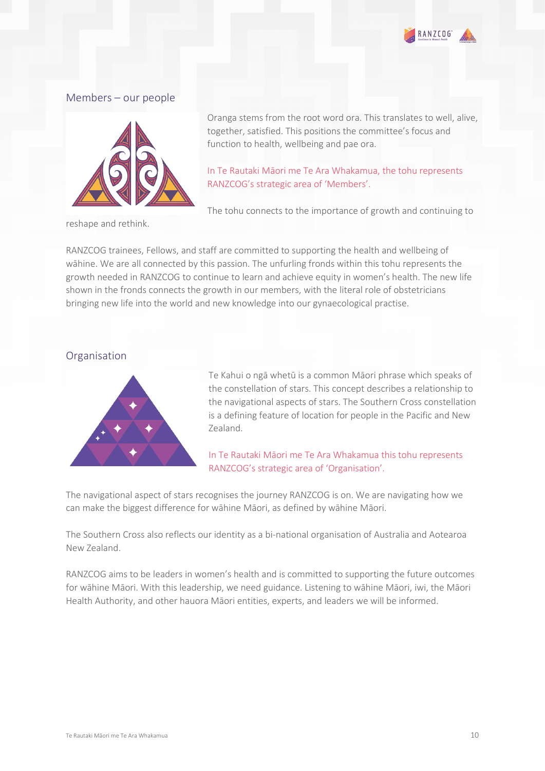## Members – our people

Oranga stems from the root word ora. This translates to well, alive, together, satisfied. This positions the committee's focus and function to health, wellbeing and pae ora.

In Te Rautaki Māori me Te Ara Whakamua, the tohu represents RANZCOG's strategic area of 'Members'.

The tohu connects to the importance of growth and continuing to reshape and rethink.

RANZCOG trainees, Fellows, and staff are committed to supporting the health and wellbeing of wāhine. We are all connected by this passion. The unfurling fronds within this tohu represents the growth needed in RANZCOG to continue to learn and achieve equity in women's health. The new life shown in the fronds connects the growth in our members, with the literal role of obstetricians bringing new life into the world and new knowledge into our gynaecological practise.

## Organisation

Te Kahui o ngā whetū is a common Māori phrase which speaks of the constellation of stars. This concept describes a relationship to the navigational aspects of stars. The Southern Cross constellation is a defining feature of location for people in the Pacific and New Zealand.

In Te Rautaki Māori me Te Ara Whakamua this tohu represents RANZCOG's strategic area of 'Organisation'.

The navigational aspect of stars recognises the journey RANZCOG is on. We are navigating how we can make the biggest difference for wāhine Māori, as defined by wāhine Māori.

The Southern Cross also reflects our identity as a bi-national organisation of Australia and Aotearoa New Zealand.

RANZCOG aims to be leaders in women's health and is committed to supporting the future outcomes for wāhine Māori. With this leadership, we need guidance. Listening to wāhine Māori, iwi, the Māori Health Authority, and other hauora Māori entities, experts, and leaders we will be informed.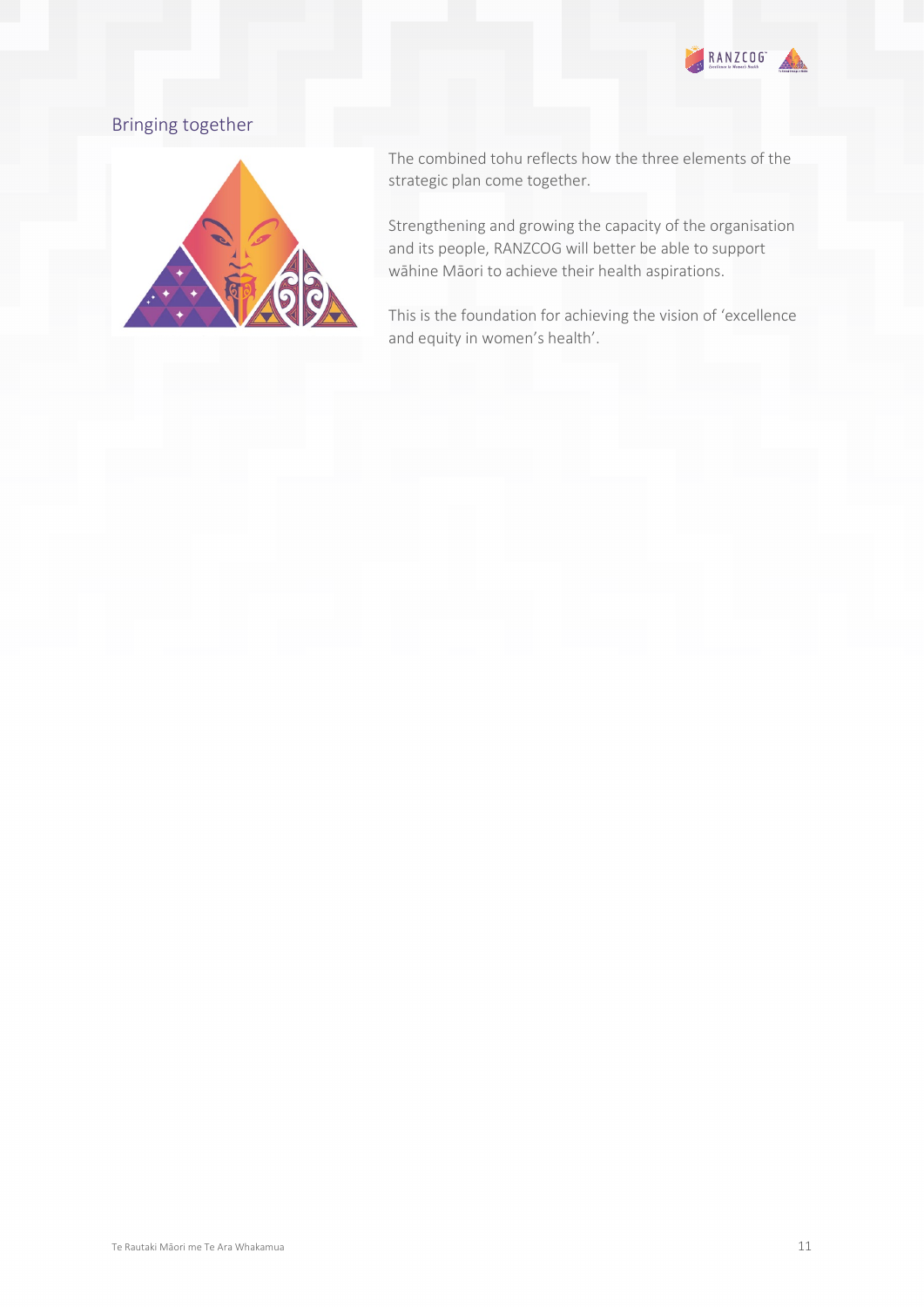## Bringing together

The combined tohu reflects how the three elements of the strategic plan come together.

Strengthening and growing the capacity of the organisation and its people, RANZCOG will better be able to support wāhine Māori to achieve their health aspirations.

This is the foundation for achieving the vision of 'excellence and equity in women's health'.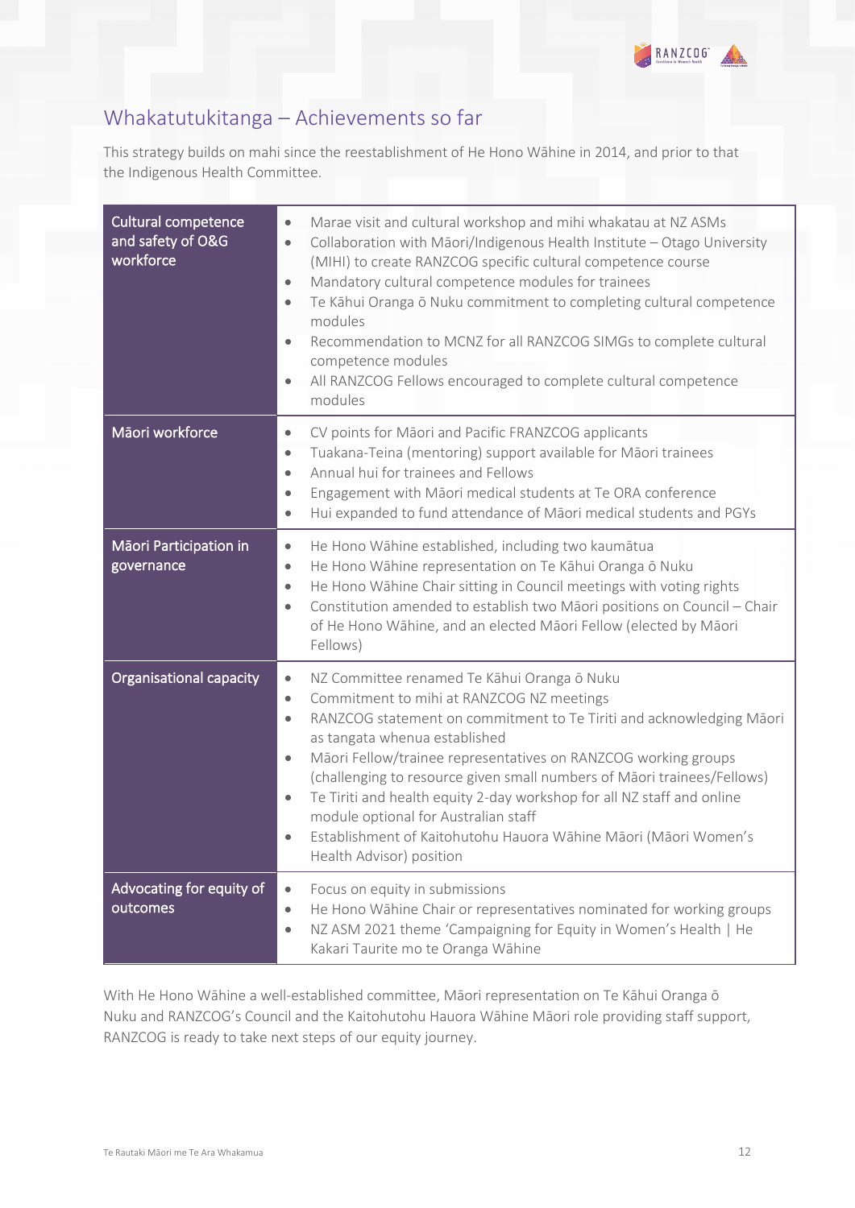## Whakatutukitanga – Achievements so far

This strategy builds on mahi since the reestablishment of He Hono Wāhine in 2014, and prior to that the Indigenous Health Committee.

| | |
|---|---|
| Cultural competence and safety of O&G workforce | • Marae visit and cultural workshop and mihi whakatau at NZ ASMs<br>• Collaboration with Māori/Indigenous Health Institute – Otago University (MIHI) to create RANZCOG specific cultural competence course<br>• Mandatory cultural competence modules for trainees<br>• Te Kāhui Oranga ō Nuku commitment to completing cultural competence modules<br>• Recommendation to MCNZ for all RANZCOG SIMGs to complete cultural competence modules<br>• All RANZCOG Fellows encouraged to complete cultural competence modules |
| Māori workforce | • CV points for Māori and Pacific FRANZCOG applicants<br>• Tuakana-Teina (mentoring) support available for Māori trainees<br>• Annual hui for trainees and Fellows<br>• Engagement with Māori medical students at Te ORA conference<br>• Hui expanded to fund attendance of Māori medical students and PGYs |
| Māori Participation in governance | • He Hono Wāhine established, including two kaumātua<br>• He Hono Wāhine representation on Te Kāhui Oranga ō Nuku<br>• He Hono Wāhine Chair sitting in Council meetings with voting rights<br>• Constitution amended to establish two Māori positions on Council – Chair of He Hono Wāhine, and an elected Māori Fellow (elected by Māori Fellows) |
| Organisational capacity | • NZ Committee renamed Te Kāhui Oranga ō Nuku<br>• Commitment to mihi at RANZCOG NZ meetings<br>• RANZCOG statement on commitment to Te Tiriti and acknowledging Māori as tangata whenua established<br>• Māori Fellow/trainee representatives on RANZCOG working groups (challenging to resource given small numbers of Māori trainees/Fellows)<br>• Te Tiriti and health equity 2-day workshop for all NZ staff and online module optional for Australian staff<br>• Establishment of Kaitohutohu Hauora Wāhine Māori (Māori Women's Health Advisor) position |
| Advocating for equity of outcomes | • Focus on equity in submissions<br>• He Hono Wāhine Chair or representatives nominated for working groups<br>• NZ ASM 2021 theme 'Campaigning for Equity in Women's Health \| He Kakari Taurite mo te Oranga Wāhine |

With He Hono Wāhine a well-established committee, Māori representation on Te Kāhui Oranga ō Nuku and RANZCOG's Council and the Kaitohutohu Hauora Wāhine Māori role providing staff support, RANZCOG is ready to take next steps of our equity journey.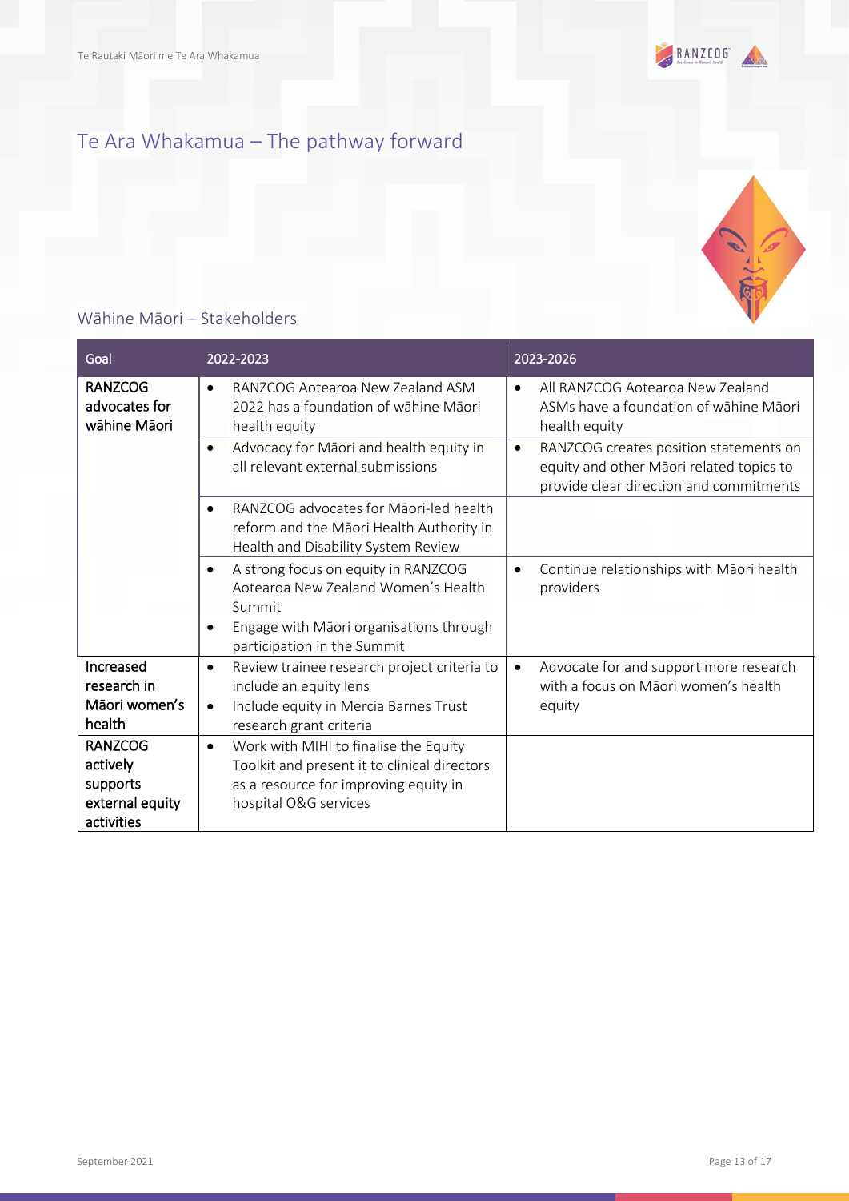# Te Ara Whakamua – The pathway forward

## Wāhine Māori – Stakeholders

| Goal | 2022-2023 | 2023-2026 |
|---|---|---|
| **RANZCOG advocates for wāhine Māori** | • RANZCOG Aotearoa New Zealand ASM 2022 has a foundation of wāhine Māori health equity | • All RANZCOG Aotearoa New Zealand ASMs have a foundation of wāhine Māori health equity |
| | • Advocacy for Māori and health equity in all relevant external submissions | • RANZCOG creates position statements on equity and other Māori related topics to provide clear direction and commitments |
| | • RANZCOG advocates for Māori-led health reform and the Māori Health Authority in Health and Disability System Review | |
| | • A strong focus on equity in RANZCOG Aotearoa New Zealand Women's Health Summit<br>• Engage with Māori organisations through participation in the Summit | • Continue relationships with Māori health providers |
| **Increased research in Māori women's health** | • Review trainee research project criteria to include an equity lens<br>• Include equity in Mercia Barnes Trust research grant criteria | • Advocate for and support more research with a focus on Māori women's health equity |
| **RANZCOG actively supports external equity activities** | • Work with MIHI to finalise the Equity Toolkit and present it to clinical directors as a resource for improving equity in hospital O&G services | |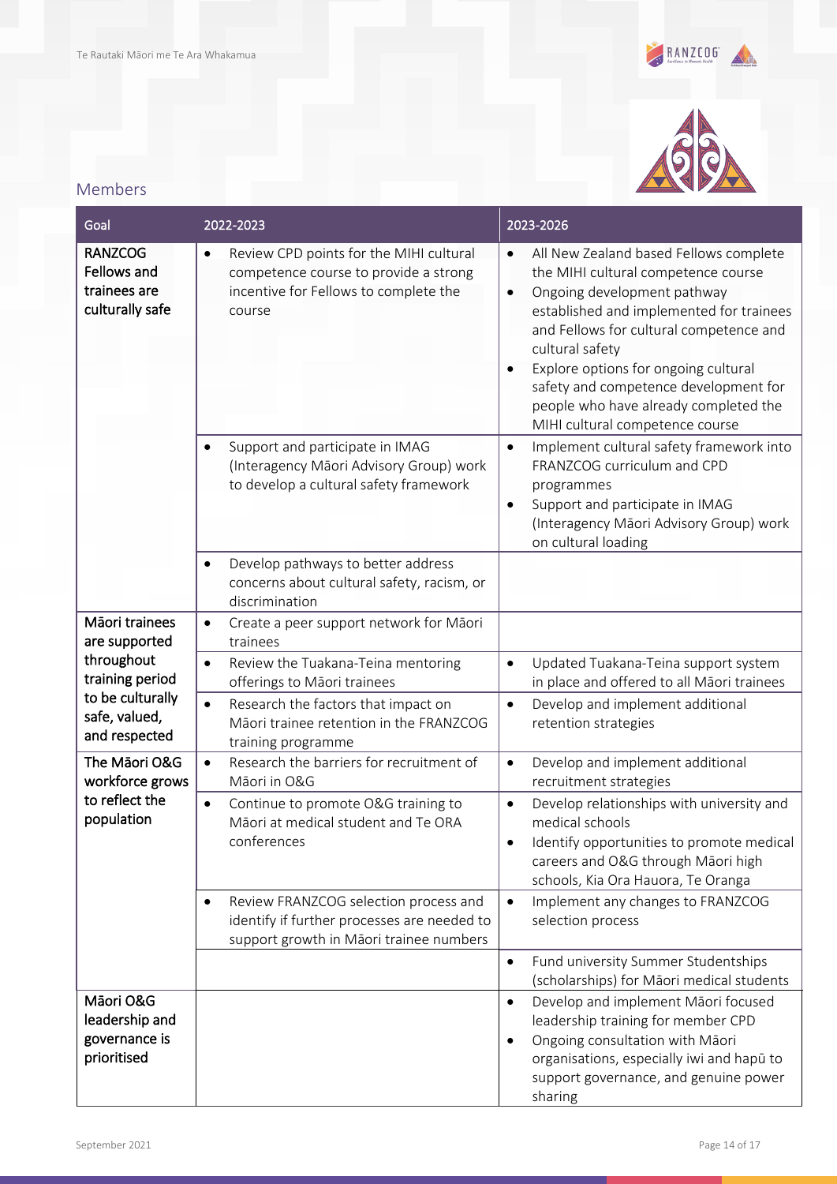## Members

| Goal | 2022-2023 | 2023-2026 |
|---|---|---|
| RANZCOG Fellows and trainees are culturally safe | • Review CPD points for the MIHI cultural competence course to provide a strong incentive for Fellows to complete the course | • All New Zealand based Fellows complete the MIHI cultural competence course<br>• Ongoing development pathway established and implemented for trainees and Fellows for cultural competence and cultural safety<br>• Explore options for ongoing cultural safety and competence development for people who have already completed the MIHI cultural competence course |
| | • Support and participate in IMAG (Interagency Māori Advisory Group) work to develop a cultural safety framework | • Implement cultural safety framework into FRANZCOG curriculum and CPD programmes<br>• Support and participate in IMAG (Interagency Māori Advisory Group) work on cultural loading |
| | • Develop pathways to better address concerns about cultural safety, racism, or discrimination | |
| Māori trainees are supported throughout training period to be culturally safe, valued, and respected | • Create a peer support network for Māori trainees | |
| | • Review the Tuakana-Teina mentoring offerings to Māori trainees | • Updated Tuakana-Teina support system in place and offered to all Māori trainees |
| | • Research the factors that impact on Māori trainee retention in the FRANZCOG training programme | • Develop and implement additional retention strategies |
| The Māori O&G workforce grows to reflect the population | • Research the barriers for recruitment of Māori in O&G | • Develop and implement additional recruitment strategies |
| | • Continue to promote O&G training to Māori at medical student and Te ORA conferences | • Develop relationships with university and medical schools<br>• Identify opportunities to promote medical careers and O&G through Māori high schools, Kia Ora Hauora, Te Oranga |
| | • Review FRANZCOG selection process and identify if further processes are needed to support growth in Māori trainee numbers | • Implement any changes to FRANZCOG selection process |
| | | • Fund university Summer Studentships (scholarships) for Māori medical students |
| Māori O&G leadership and governance is prioritised | | • Develop and implement Māori focused leadership training for member CPD<br>• Ongoing consultation with Māori organisations, especially iwi and hapū to support governance, and genuine power sharing |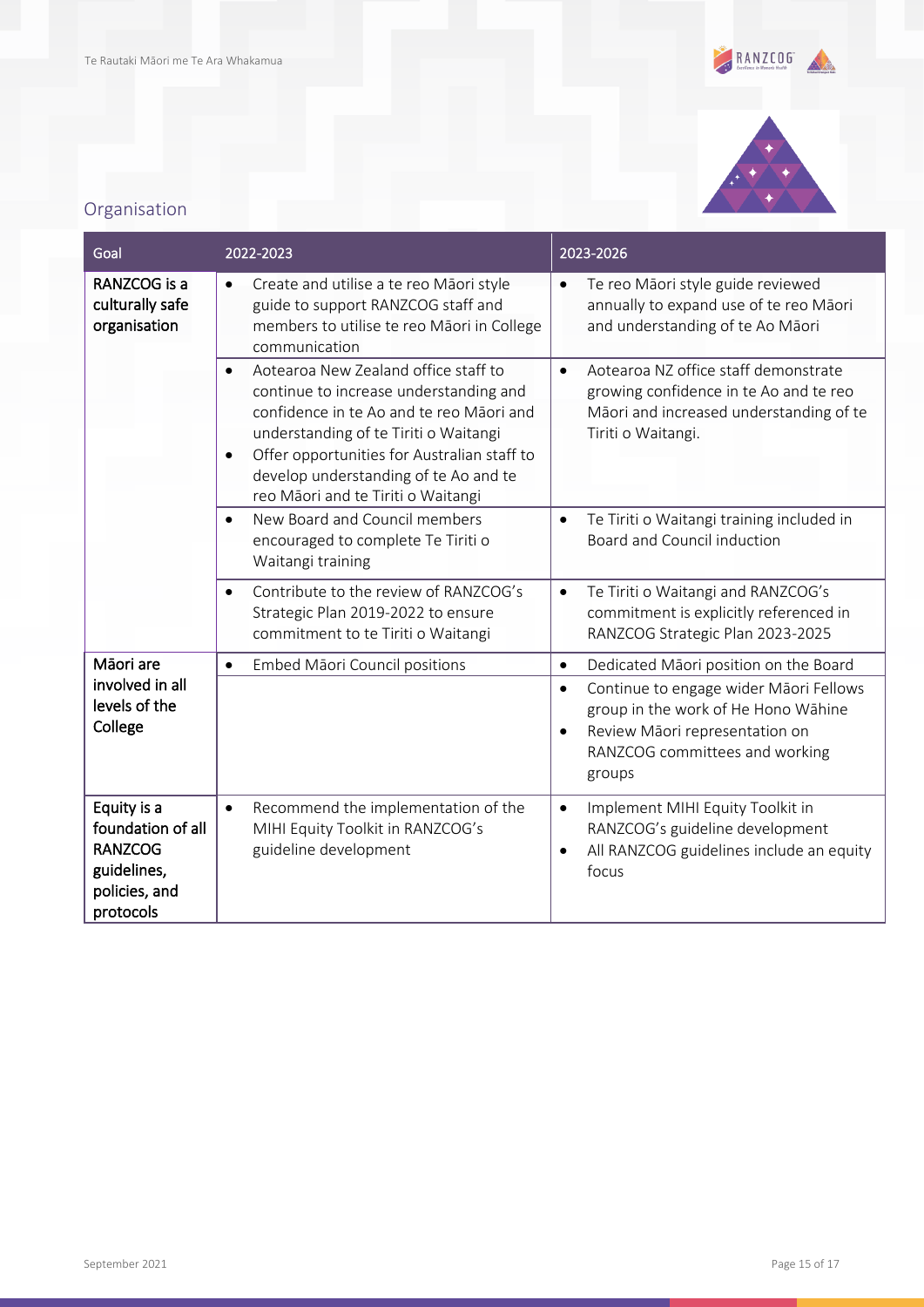## Organisation

| Goal | 2022-2023 | 2023-2026 |
|---|---|---|
| RANZCOG is a culturally safe organisation | • Create and utilise a te reo Māori style guide to support RANZCOG staff and members to utilise te reo Māori in College communication | • Te reo Māori style guide reviewed annually to expand use of te reo Māori and understanding of te Ao Māori |
| | • Aotearoa New Zealand office staff to continue to increase understanding and confidence in te Ao and te reo Māori and understanding of te Tiriti o Waitangi<br>• Offer opportunities for Australian staff to develop understanding of te Ao and te reo Māori and te Tiriti o Waitangi | • Aotearoa NZ office staff demonstrate growing confidence in te Ao and te reo Māori and increased understanding of te Tiriti o Waitangi. |
| | • New Board and Council members encouraged to complete Te Tiriti o Waitangi training | • Te Tiriti o Waitangi training included in Board and Council induction |
| | • Contribute to the review of RANZCOG's Strategic Plan 2019-2022 to ensure commitment to te Tiriti o Waitangi | • Te Tiriti o Waitangi and RANZCOG's commitment is explicitly referenced in RANZCOG Strategic Plan 2023-2025 |
| Māori are involved in all levels of the College | • Embed Māori Council positions | • Dedicated Māori position on the Board |
| | | • Continue to engage wider Māori Fellows group in the work of He Hono Wāhine<br>• Review Māori representation on RANZCOG committees and working groups |
| Equity is a foundation of all RANZCOG guidelines, policies, and protocols | • Recommend the implementation of the MIHI Equity Toolkit in RANZCOG's guideline development | • Implement MIHI Equity Toolkit in RANZCOG's guideline development<br>• All RANZCOG guidelines include an equity focus |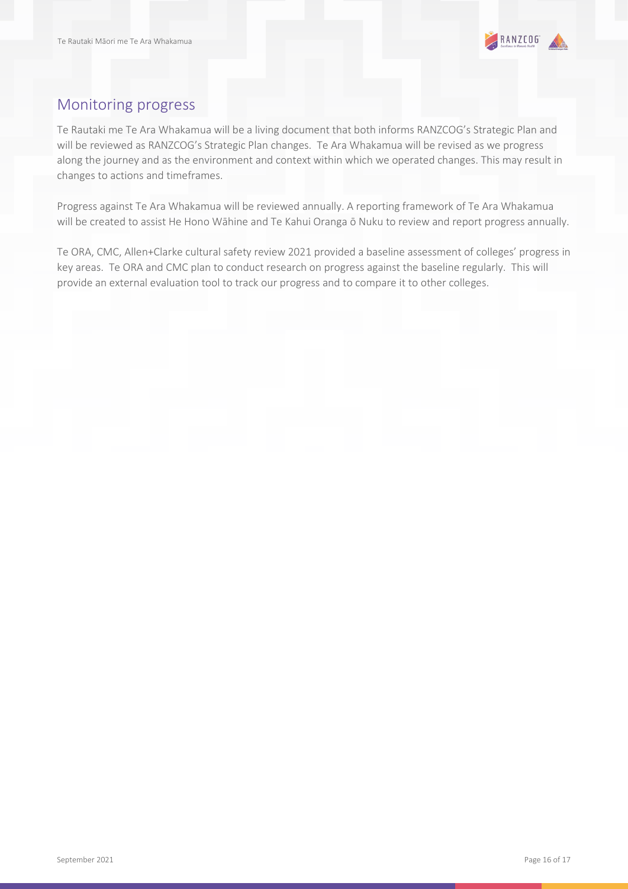## Monitoring progress

Te Rautaki me Te Ara Whakamua will be a living document that both informs RANZCOG's Strategic Plan and will be reviewed as RANZCOG's Strategic Plan changes. Te Ara Whakamua will be revised as we progress along the journey and as the environment and context within which we operated changes. This may result in changes to actions and timeframes.

Progress against Te Ara Whakamua will be reviewed annually. A reporting framework of Te Ara Whakamua will be created to assist He Hono Wāhine and Te Kahui Oranga ō Nuku to review and report progress annually.

Te ORA, CMC, Allen+Clarke cultural safety review 2021 provided a baseline assessment of colleges' progress in key areas. Te ORA and CMC plan to conduct research on progress against the baseline regularly. This will provide an external evaluation tool to track our progress and to compare it to other colleges.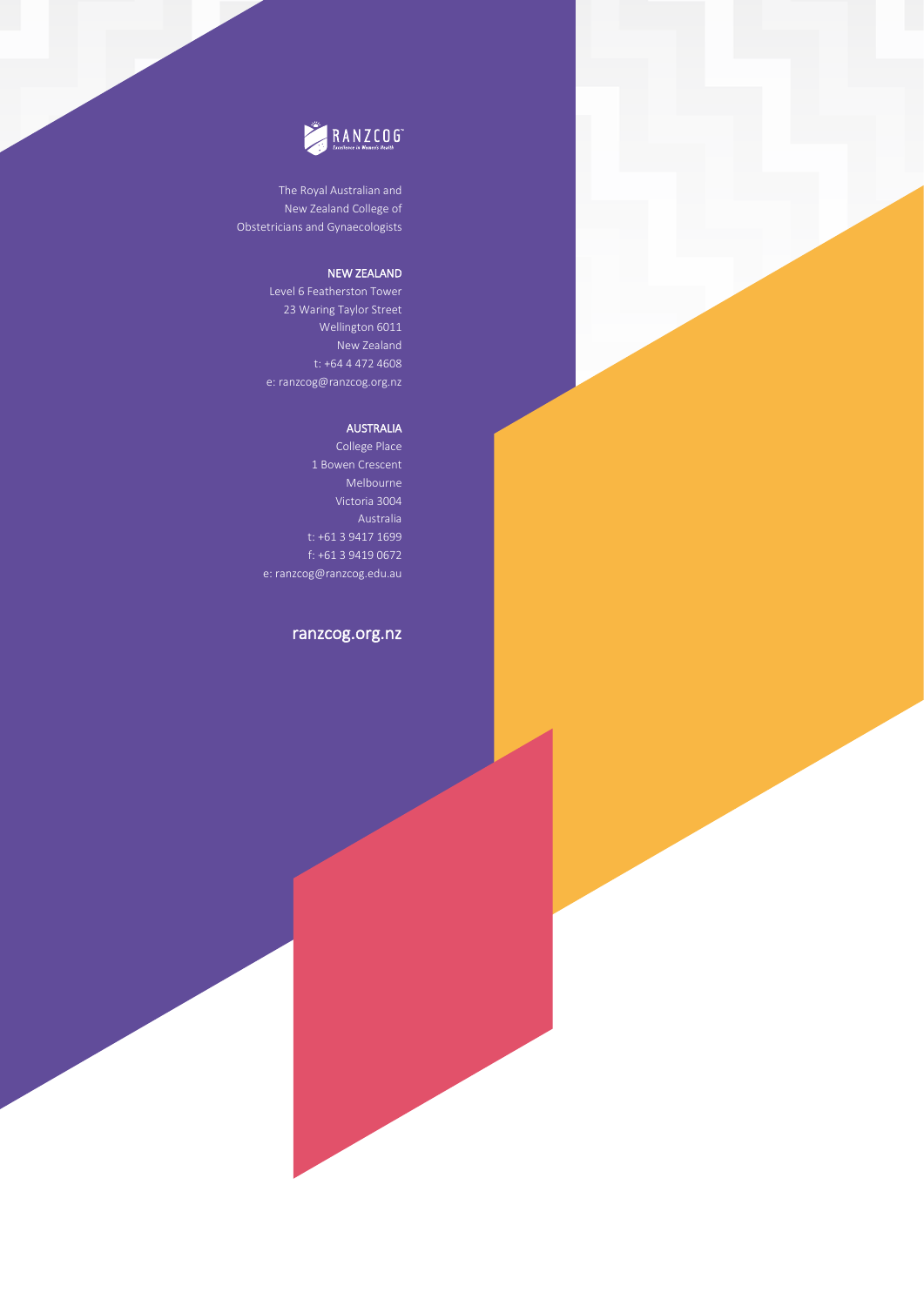RANZCOG

Excellence in Women's Health

The Royal Australian and
New Zealand College of
Obstetricians and Gynaecologists

NEW ZEALAND

Level 6 Featherston Tower
23 Waring Taylor Street
Wellington 6011
New Zealand
t: +64 4 472 4608
e: ranzcog@ranzcog.org.nz

AUSTRALIA

College Place
1 Bowen Crescent
Melbourne
Victoria 3004
Australia
t: +61 3 9417 1699
f: +61 3 9419 0672
e: ranzcog@ranzcog.edu.au

ranzcog.org.nz